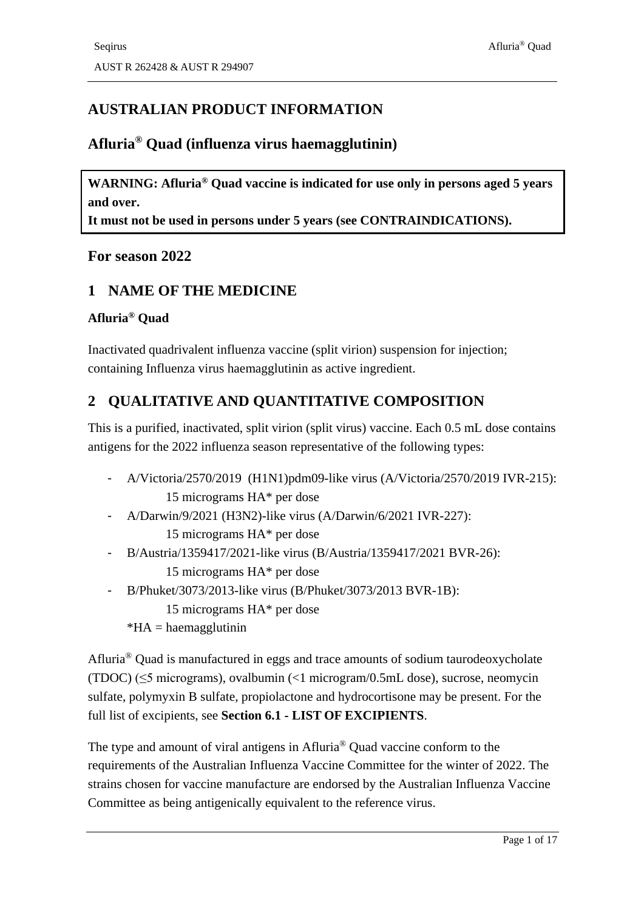# AUSTRALIAN PRODUCT INFORMATION

## Afluria® Quad (influenza virus haemagglutinin)

**WARNING: Afluria® Quad vaccine is indicated for use only in persons aged 5 years and over.**
**It must not be used in persons under 5 years (see CONTRAINDICATIONS).**

## For season 2022

## 1 NAME OF THE MEDICINE

**Afluria® Quad**

Inactivated quadrivalent influenza vaccine (split virion) suspension for injection; containing Influenza virus haemagglutinin as active ingredient.

## 2 QUALITATIVE AND QUANTITATIVE COMPOSITION

This is a purified, inactivated, split virion (split virus) vaccine. Each 0.5 mL dose contains antigens for the 2022 influenza season representative of the following types:

- A/Victoria/2570/2019 (H1N1)pdm09-like virus (A/Victoria/2570/2019 IVR-215): 15 micrograms HA* per dose
- A/Darwin/9/2021 (H3N2)-like virus (A/Darwin/6/2021 IVR-227): 15 micrograms HA* per dose
- B/Austria/1359417/2021-like virus (B/Austria/1359417/2021 BVR-26): 15 micrograms HA* per dose
- B/Phuket/3073/2013-like virus (B/Phuket/3073/2013 BVR-1B): 15 micrograms HA* per dose

*HA = haemagglutinin

Afluria® Quad is manufactured in eggs and trace amounts of sodium taurodeoxycholate (TDOC) (≤5 micrograms), ovalbumin (<1 microgram/0.5mL dose), sucrose, neomycin sulfate, polymyxin B sulfate, propiolactone and hydrocortisone may be present. For the full list of excipients, see **Section 6.1 - LIST OF EXCIPIENTS**.

The type and amount of viral antigens in Afluria® Quad vaccine conform to the requirements of the Australian Influenza Vaccine Committee for the winter of 2022. The strains chosen for vaccine manufacture are endorsed by the Australian Influenza Vaccine Committee as being antigenically equivalent to the reference virus.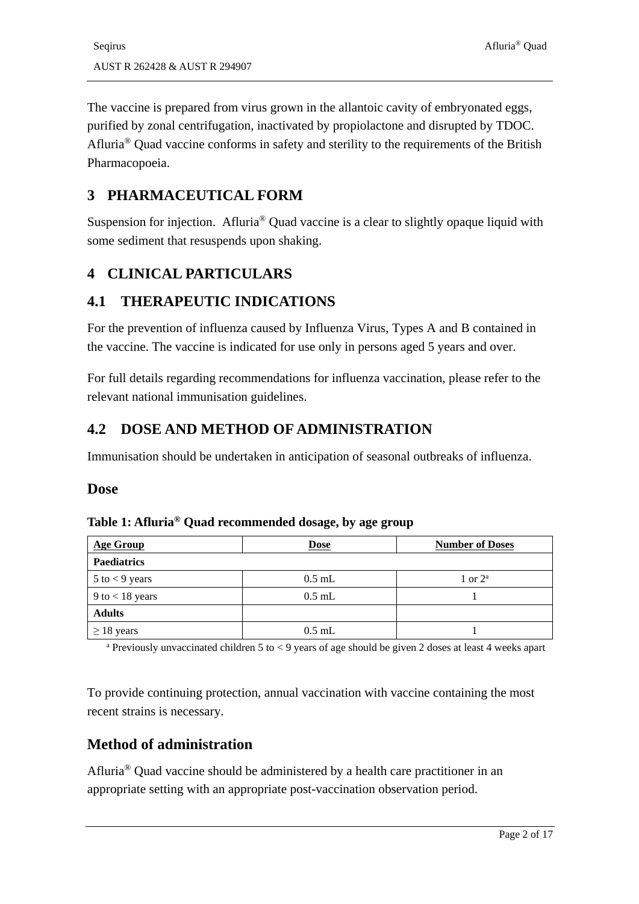The vaccine is prepared from virus grown in the allantoic cavity of embryonated eggs, purified by zonal centrifugation, inactivated by propiolactone and disrupted by TDOC. Afluria® Quad vaccine conforms in safety and sterility to the requirements of the British Pharmacopoeia.

# 3 PHARMACEUTICAL FORM

Suspension for injection. Afluria® Quad vaccine is a clear to slightly opaque liquid with some sediment that resuspends upon shaking.

# 4 CLINICAL PARTICULARS

## 4.1 THERAPEUTIC INDICATIONS

For the prevention of influenza caused by Influenza Virus, Types A and B contained in the vaccine. The vaccine is indicated for use only in persons aged 5 years and over.

For full details regarding recommendations for influenza vaccination, please refer to the relevant national immunisation guidelines.

## 4.2 DOSE AND METHOD OF ADMINISTRATION

Immunisation should be undertaken in anticipation of seasonal outbreaks of influenza.

### Dose

**Table 1: Afluria® Quad recommended dosage, by age group**

| Age Group | Dose | Number of Doses |
|---|---|---|
| **Paediatrics** | | |
| 5 to < 9 years | 0.5 mL | 1 or 2[a] |
| 9 to < 18 years | 0.5 mL | 1 |
| **Adults** | | |
| ≥ 18 years | 0.5 mL | 1 |

[a] Previously unvaccinated children 5 to < 9 years of age should be given 2 doses at least 4 weeks apart

To provide continuing protection, annual vaccination with vaccine containing the most recent strains is necessary.

### Method of administration

Afluria® Quad vaccine should be administered by a health care practitioner in an appropriate setting with an appropriate post-vaccination observation period.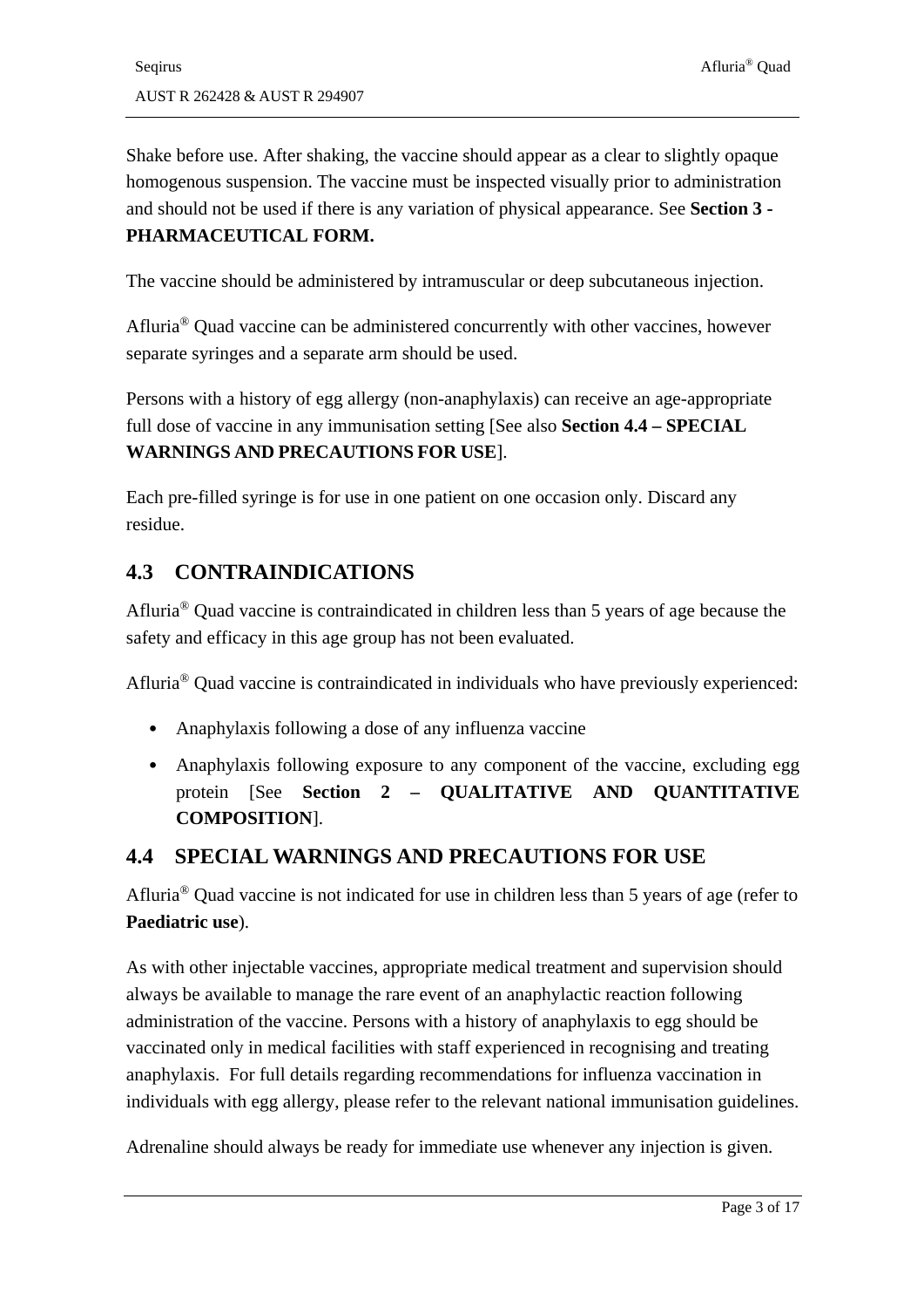Shake before use. After shaking, the vaccine should appear as a clear to slightly opaque homogenous suspension. The vaccine must be inspected visually prior to administration and should not be used if there is any variation of physical appearance. See **Section 3 - PHARMACEUTICAL FORM.**

The vaccine should be administered by intramuscular or deep subcutaneous injection.

Afluria® Quad vaccine can be administered concurrently with other vaccines, however separate syringes and a separate arm should be used.

Persons with a history of egg allergy (non-anaphylaxis) can receive an age-appropriate full dose of vaccine in any immunisation setting [See also **Section 4.4 – SPECIAL WARNINGS AND PRECAUTIONS FOR USE**].

Each pre-filled syringe is for use in one patient on one occasion only. Discard any residue.

## 4.3 CONTRAINDICATIONS

Afluria® Quad vaccine is contraindicated in children less than 5 years of age because the safety and efficacy in this age group has not been evaluated.

Afluria® Quad vaccine is contraindicated in individuals who have previously experienced:

- Anaphylaxis following a dose of any influenza vaccine
- Anaphylaxis following exposure to any component of the vaccine, excluding egg protein [See **Section 2 – QUALITATIVE AND QUANTITATIVE COMPOSITION**].

## 4.4 SPECIAL WARNINGS AND PRECAUTIONS FOR USE

Afluria® Quad vaccine is not indicated for use in children less than 5 years of age (refer to **Paediatric use**).

As with other injectable vaccines, appropriate medical treatment and supervision should always be available to manage the rare event of an anaphylactic reaction following administration of the vaccine. Persons with a history of anaphylaxis to egg should be vaccinated only in medical facilities with staff experienced in recognising and treating anaphylaxis. For full details regarding recommendations for influenza vaccination in individuals with egg allergy, please refer to the relevant national immunisation guidelines.

Adrenaline should always be ready for immediate use whenever any injection is given.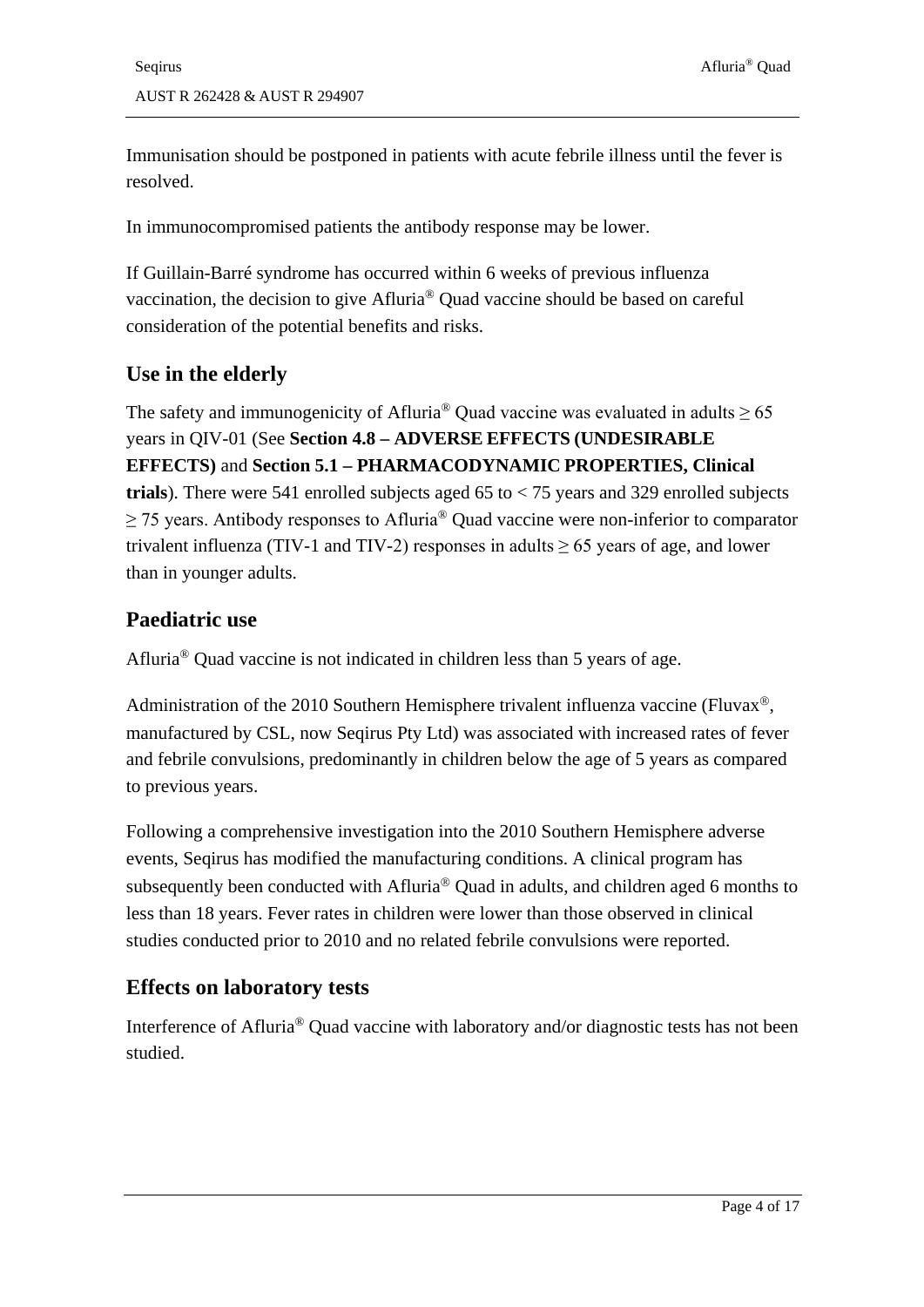Immunisation should be postponed in patients with acute febrile illness until the fever is resolved.

In immunocompromised patients the antibody response may be lower.

If Guillain-Barré syndrome has occurred within 6 weeks of previous influenza vaccination, the decision to give Afluria® Quad vaccine should be based on careful consideration of the potential benefits and risks.

## Use in the elderly

The safety and immunogenicity of Afluria® Quad vaccine was evaluated in adults ≥ 65 years in QIV-01 (See **Section 4.8 – ADVERSE EFFECTS (UNDESIRABLE EFFECTS)** and **Section 5.1 – PHARMACODYNAMIC PROPERTIES, Clinical trials**). There were 541 enrolled subjects aged 65 to < 75 years and 329 enrolled subjects ≥ 75 years. Antibody responses to Afluria® Quad vaccine were non-inferior to comparator trivalent influenza (TIV-1 and TIV-2) responses in adults ≥ 65 years of age, and lower than in younger adults.

## Paediatric use

Afluria® Quad vaccine is not indicated in children less than 5 years of age.

Administration of the 2010 Southern Hemisphere trivalent influenza vaccine (Fluvax®, manufactured by CSL, now Seqirus Pty Ltd) was associated with increased rates of fever and febrile convulsions, predominantly in children below the age of 5 years as compared to previous years.

Following a comprehensive investigation into the 2010 Southern Hemisphere adverse events, Seqirus has modified the manufacturing conditions. A clinical program has subsequently been conducted with Afluria® Quad in adults, and children aged 6 months to less than 18 years. Fever rates in children were lower than those observed in clinical studies conducted prior to 2010 and no related febrile convulsions were reported.

## Effects on laboratory tests

Interference of Afluria® Quad vaccine with laboratory and/or diagnostic tests has not been studied.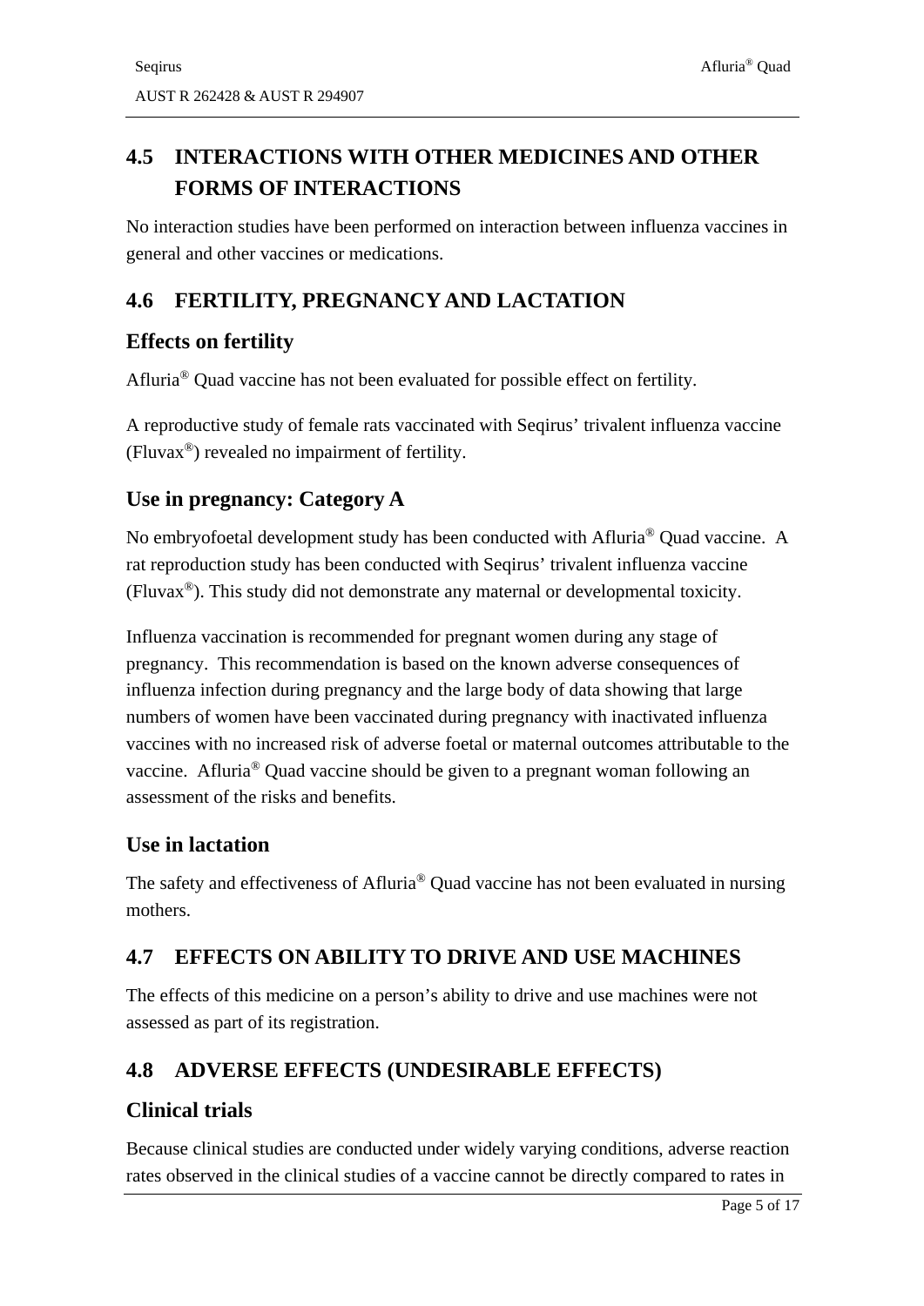## 4.5 INTERACTIONS WITH OTHER MEDICINES AND OTHER FORMS OF INTERACTIONS

No interaction studies have been performed on interaction between influenza vaccines in general and other vaccines or medications.

## 4.6 FERTILITY, PREGNANCY AND LACTATION

### Effects on fertility

Afluria® Quad vaccine has not been evaluated for possible effect on fertility.

A reproductive study of female rats vaccinated with Seqirus' trivalent influenza vaccine (Fluvax®) revealed no impairment of fertility.

### Use in pregnancy: Category A

No embryofoetal development study has been conducted with Afluria® Quad vaccine. A rat reproduction study has been conducted with Seqirus' trivalent influenza vaccine (Fluvax®). This study did not demonstrate any maternal or developmental toxicity.

Influenza vaccination is recommended for pregnant women during any stage of pregnancy. This recommendation is based on the known adverse consequences of influenza infection during pregnancy and the large body of data showing that large numbers of women have been vaccinated during pregnancy with inactivated influenza vaccines with no increased risk of adverse foetal or maternal outcomes attributable to the vaccine. Afluria® Quad vaccine should be given to a pregnant woman following an assessment of the risks and benefits.

### Use in lactation

The safety and effectiveness of Afluria® Quad vaccine has not been evaluated in nursing mothers.

## 4.7 EFFECTS ON ABILITY TO DRIVE AND USE MACHINES

The effects of this medicine on a person's ability to drive and use machines were not assessed as part of its registration.

## 4.8 ADVERSE EFFECTS (UNDESIRABLE EFFECTS)

### Clinical trials

Because clinical studies are conducted under widely varying conditions, adverse reaction rates observed in the clinical studies of a vaccine cannot be directly compared to rates in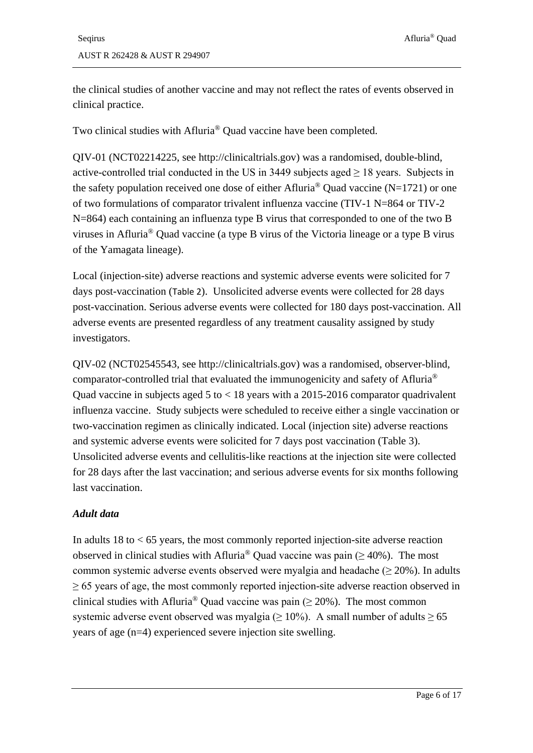the clinical studies of another vaccine and may not reflect the rates of events observed in clinical practice.

Two clinical studies with Afluria® Quad vaccine have been completed.

QIV-01 (NCT02214225, see http://clinicaltrials.gov) was a randomised, double-blind, active-controlled trial conducted in the US in 3449 subjects aged ≥ 18 years. Subjects in the safety population received one dose of either Afluria® Quad vaccine (N=1721) or one of two formulations of comparator trivalent influenza vaccine (TIV-1 N=864 or TIV-2 N=864) each containing an influenza type B virus that corresponded to one of the two B viruses in Afluria® Quad vaccine (a type B virus of the Victoria lineage or a type B virus of the Yamagata lineage).

Local (injection-site) adverse reactions and systemic adverse events were solicited for 7 days post-vaccination (Table 2). Unsolicited adverse events were collected for 28 days post-vaccination. Serious adverse events were collected for 180 days post-vaccination. All adverse events are presented regardless of any treatment causality assigned by study investigators.

QIV-02 (NCT02545543, see http://clinicaltrials.gov) was a randomised, observer-blind, comparator-controlled trial that evaluated the immunogenicity and safety of Afluria® Quad vaccine in subjects aged 5 to < 18 years with a 2015-2016 comparator quadrivalent influenza vaccine. Study subjects were scheduled to receive either a single vaccination or two-vaccination regimen as clinically indicated. Local (injection site) adverse reactions and systemic adverse events were solicited for 7 days post vaccination (Table 3). Unsolicited adverse events and cellulitis-like reactions at the injection site were collected for 28 days after the last vaccination; and serious adverse events for six months following last vaccination.

### *Adult data*

In adults 18 to < 65 years, the most commonly reported injection-site adverse reaction observed in clinical studies with Afluria® Quad vaccine was pain (≥ 40%). The most common systemic adverse events observed were myalgia and headache (≥ 20%). In adults ≥ 65 years of age, the most commonly reported injection-site adverse reaction observed in clinical studies with Afluria® Quad vaccine was pain (≥ 20%). The most common systemic adverse event observed was myalgia (≥ 10%). A small number of adults ≥ 65 years of age (n=4) experienced severe injection site swelling.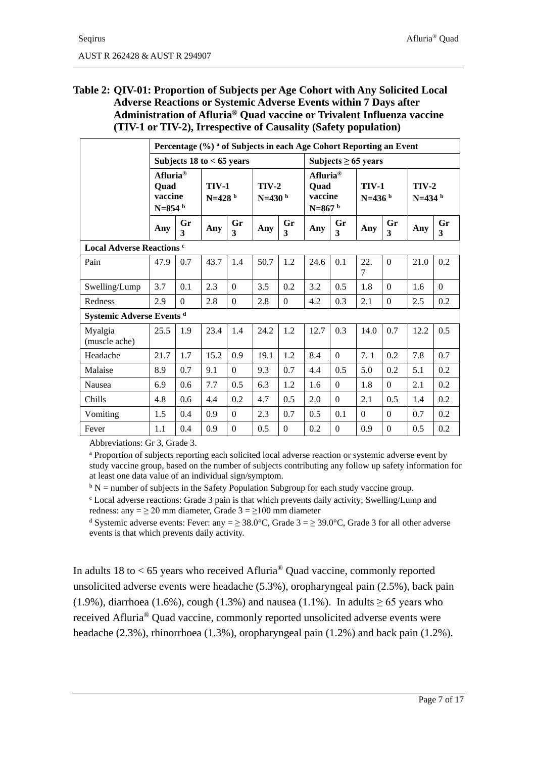**Table 2: QIV-01: Proportion of Subjects per Age Cohort with Any Solicited Local Adverse Reactions or Systemic Adverse Events within 7 Days after Administration of Afluria® Quad vaccine or Trivalent Influenza vaccine (TIV-1 or TIV-2), Irrespective of Causality (Safety population)**

| | Percentage (%) [a] of Subjects in each Age Cohort Reporting an Event | | | | | | | | | | | |
|---|---|---|---|---|---|---|---|---|---|---|---|---|
| | Subjects 18 to < 65 years | | | | | | Subjects ≥ 65 years | | | | | |
| | Afluria® Quad vaccine N=854 [b] | | TIV-1 N=428 [b] | | TIV-2 N=430 [b] | | Afluria® Quad vaccine N=867 [b] | | TIV-1 N=436 [b] | | TIV-2 N=434 [b] | |
| | Any | Gr 3 | Any | Gr 3 | Any | Gr 3 | Any | Gr 3 | Any | Gr 3 | Any | Gr 3 |
| **Local Adverse Reactions [c]** | | | | | | | | | | | | |
| Pain | 47.9 | 0.7 | 43.7 | 1.4 | 50.7 | 1.2 | 24.6 | 0.1 | 22.7 | 0 | 21.0 | 0.2 |
| Swelling/Lump | 3.7 | 0.1 | 2.3 | 0 | 3.5 | 0.2 | 3.2 | 0.5 | 1.8 | 0 | 1.6 | 0 |
| Redness | 2.9 | 0 | 2.8 | 0 | 2.8 | 0 | 4.2 | 0.3 | 2.1 | 0 | 2.5 | 0.2 |
| **Systemic Adverse Events [d]** | | | | | | | | | | | | |
| Myalgia (muscle ache) | 25.5 | 1.9 | 23.4 | 1.4 | 24.2 | 1.2 | 12.7 | 0.3 | 14.0 | 0.7 | 12.2 | 0.5 |
| Headache | 21.7 | 1.7 | 15.2 | 0.9 | 19.1 | 1.2 | 8.4 | 0 | 7. 1 | 0.2 | 7.8 | 0.7 |
| Malaise | 8.9 | 0.7 | 9.1 | 0 | 9.3 | 0.7 | 4.4 | 0.5 | 5.0 | 0.2 | 5.1 | 0.2 |
| Nausea | 6.9 | 0.6 | 7.7 | 0.5 | 6.3 | 1.2 | 1.6 | 0 | 1.8 | 0 | 2.1 | 0.2 |
| Chills | 4.8 | 0.6 | 4.4 | 0.2 | 4.7 | 0.5 | 2.0 | 0 | 2.1 | 0.5 | 1.4 | 0.2 |
| Vomiting | 1.5 | 0.4 | 0.9 | 0 | 2.3 | 0.7 | 0.5 | 0.1 | 0 | 0 | 0.7 | 0.2 |
| Fever | 1.1 | 0.4 | 0.9 | 0 | 0.5 | 0 | 0.2 | 0 | 0.9 | 0 | 0.5 | 0.2 |

Abbreviations: Gr 3, Grade 3.

[a] Proportion of subjects reporting each solicited local adverse reaction or systemic adverse event by study vaccine group, based on the number of subjects contributing any follow up safety information for at least one data value of an individual sign/symptom.

[b] N = number of subjects in the Safety Population Subgroup for each study vaccine group.

[c] Local adverse reactions: Grade 3 pain is that which prevents daily activity; Swelling/Lump and redness: any = ≥ 20 mm diameter, Grade 3 = ≥100 mm diameter

[d] Systemic adverse events: Fever: any = ≥ 38.0°C, Grade 3 = ≥ 39.0°C, Grade 3 for all other adverse events is that which prevents daily activity.

In adults 18 to < 65 years who received Afluria® Quad vaccine, commonly reported unsolicited adverse events were headache (5.3%), oropharyngeal pain (2.5%), back pain (1.9%), diarrhoea (1.6%), cough (1.3%) and nausea (1.1%). In adults ≥ 65 years who received Afluria® Quad vaccine, commonly reported unsolicited adverse events were headache (2.3%), rhinorrhoea (1.3%), oropharyngeal pain (1.2%) and back pain (1.2%).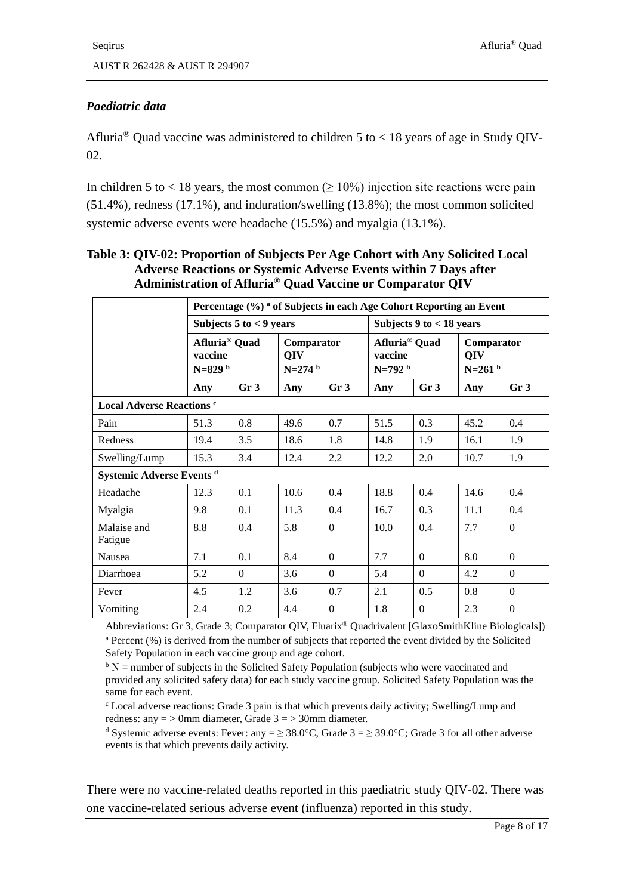### *Paediatric data*

Afluria® Quad vaccine was administered to children 5 to < 18 years of age in Study QIV-02.

In children 5 to < 18 years, the most common (≥ 10%) injection site reactions were pain (51.4%), redness (17.1%), and induration/swelling (13.8%); the most common solicited systemic adverse events were headache (15.5%) and myalgia (13.1%).

**Table 3: QIV-02: Proportion of Subjects Per Age Cohort with Any Solicited Local Adverse Reactions or Systemic Adverse Events within 7 Days after Administration of Afluria® Quad Vaccine or Comparator QIV**

| | Percentage (%) [a] of Subjects in each Age Cohort Reporting an Event | | | | | | | |
|---|---|---|---|---|---|---|---|---|
| | Subjects 5 to < 9 years | | | | Subjects 9 to < 18 years | | | |
| | Afluria® Quad vaccine N=829 [b] | | Comparator QIV N=274 [b] | | Afluria® Quad vaccine N=792 [b] | | Comparator QIV N=261 [b] | |
| | Any | Gr 3 | Any | Gr 3 | Any | Gr 3 | Any | Gr 3 |
| **Local Adverse Reactions [c]** | | | | | | | | |
| Pain | 51.3 | 0.8 | 49.6 | 0.7 | 51.5 | 0.3 | 45.2 | 0.4 |
| Redness | 19.4 | 3.5 | 18.6 | 1.8 | 14.8 | 1.9 | 16.1 | 1.9 |
| Swelling/Lump | 15.3 | 3.4 | 12.4 | 2.2 | 12.2 | 2.0 | 10.7 | 1.9 |
| **Systemic Adverse Events [d]** | | | | | | | | |
| Headache | 12.3 | 0.1 | 10.6 | 0.4 | 18.8 | 0.4 | 14.6 | 0.4 |
| Myalgia | 9.8 | 0.1 | 11.3 | 0.4 | 16.7 | 0.3 | 11.1 | 0.4 |
| Malaise and Fatigue | 8.8 | 0.4 | 5.8 | 0 | 10.0 | 0.4 | 7.7 | 0 |
| Nausea | 7.1 | 0.1 | 8.4 | 0 | 7.7 | 0 | 8.0 | 0 |
| Diarrhoea | 5.2 | 0 | 3.6 | 0 | 5.4 | 0 | 4.2 | 0 |
| Fever | 4.5 | 1.2 | 3.6 | 0.7 | 2.1 | 0.5 | 0.8 | 0 |
| Vomiting | 2.4 | 0.2 | 4.4 | 0 | 1.8 | 0 | 2.3 | 0 |

Abbreviations: Gr 3, Grade 3; Comparator QIV, Fluarix® Quadrivalent [GlaxoSmithKline Biologicals])

[a] Percent (%) is derived from the number of subjects that reported the event divided by the Solicited Safety Population in each vaccine group and age cohort.

[b] N = number of subjects in the Solicited Safety Population (subjects who were vaccinated and provided any solicited safety data) for each study vaccine group. Solicited Safety Population was the same for each event.

[c] Local adverse reactions: Grade 3 pain is that which prevents daily activity; Swelling/Lump and redness: any = > 0mm diameter, Grade 3 = > 30mm diameter.

[d] Systemic adverse events: Fever: any = ≥ 38.0°C, Grade 3 = ≥ 39.0°C; Grade 3 for all other adverse events is that which prevents daily activity.

There were no vaccine-related deaths reported in this paediatric study QIV-02. There was one vaccine-related serious adverse event (influenza) reported in this study.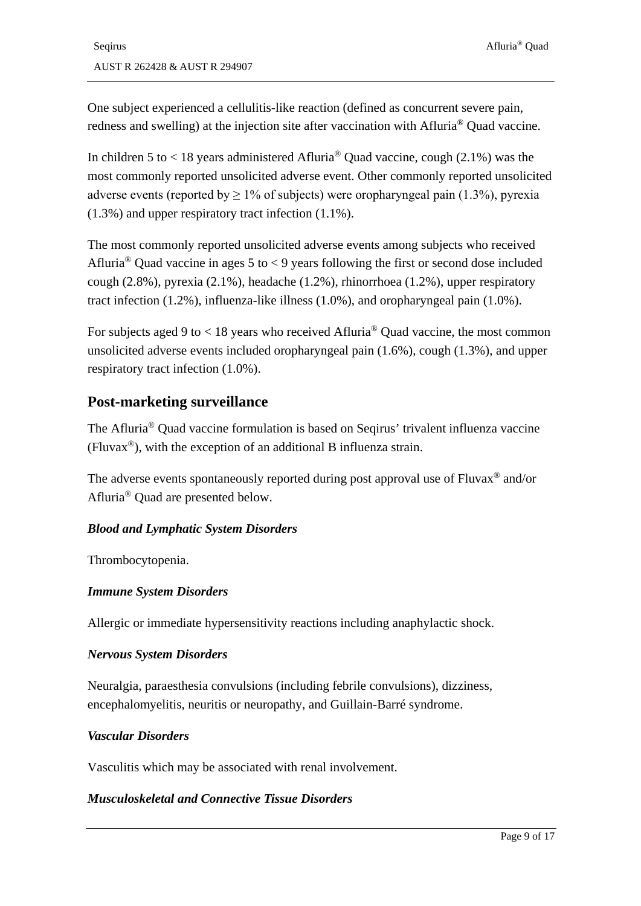One subject experienced a cellulitis-like reaction (defined as concurrent severe pain, redness and swelling) at the injection site after vaccination with Afluria® Quad vaccine.

In children 5 to < 18 years administered Afluria® Quad vaccine, cough (2.1%) was the most commonly reported unsolicited adverse event. Other commonly reported unsolicited adverse events (reported by ≥ 1% of subjects) were oropharyngeal pain (1.3%), pyrexia (1.3%) and upper respiratory tract infection (1.1%).

The most commonly reported unsolicited adverse events among subjects who received Afluria® Quad vaccine in ages 5 to < 9 years following the first or second dose included cough (2.8%), pyrexia (2.1%), headache (1.2%), rhinorrhoea (1.2%), upper respiratory tract infection (1.2%), influenza-like illness (1.0%), and oropharyngeal pain (1.0%).

For subjects aged 9 to < 18 years who received Afluria® Quad vaccine, the most common unsolicited adverse events included oropharyngeal pain (1.6%), cough (1.3%), and upper respiratory tract infection (1.0%).

## Post-marketing surveillance

The Afluria® Quad vaccine formulation is based on Seqirus' trivalent influenza vaccine (Fluvax®), with the exception of an additional B influenza strain.

The adverse events spontaneously reported during post approval use of Fluvax® and/or Afluria® Quad are presented below.

***Blood and Lymphatic System Disorders***

Thrombocytopenia.

***Immune System Disorders***

Allergic or immediate hypersensitivity reactions including anaphylactic shock.

***Nervous System Disorders***

Neuralgia, paraesthesia convulsions (including febrile convulsions), dizziness, encephalomyelitis, neuritis or neuropathy, and Guillain-Barré syndrome.

***Vascular Disorders***

Vasculitis which may be associated with renal involvement.

***Musculoskeletal and Connective Tissue Disorders***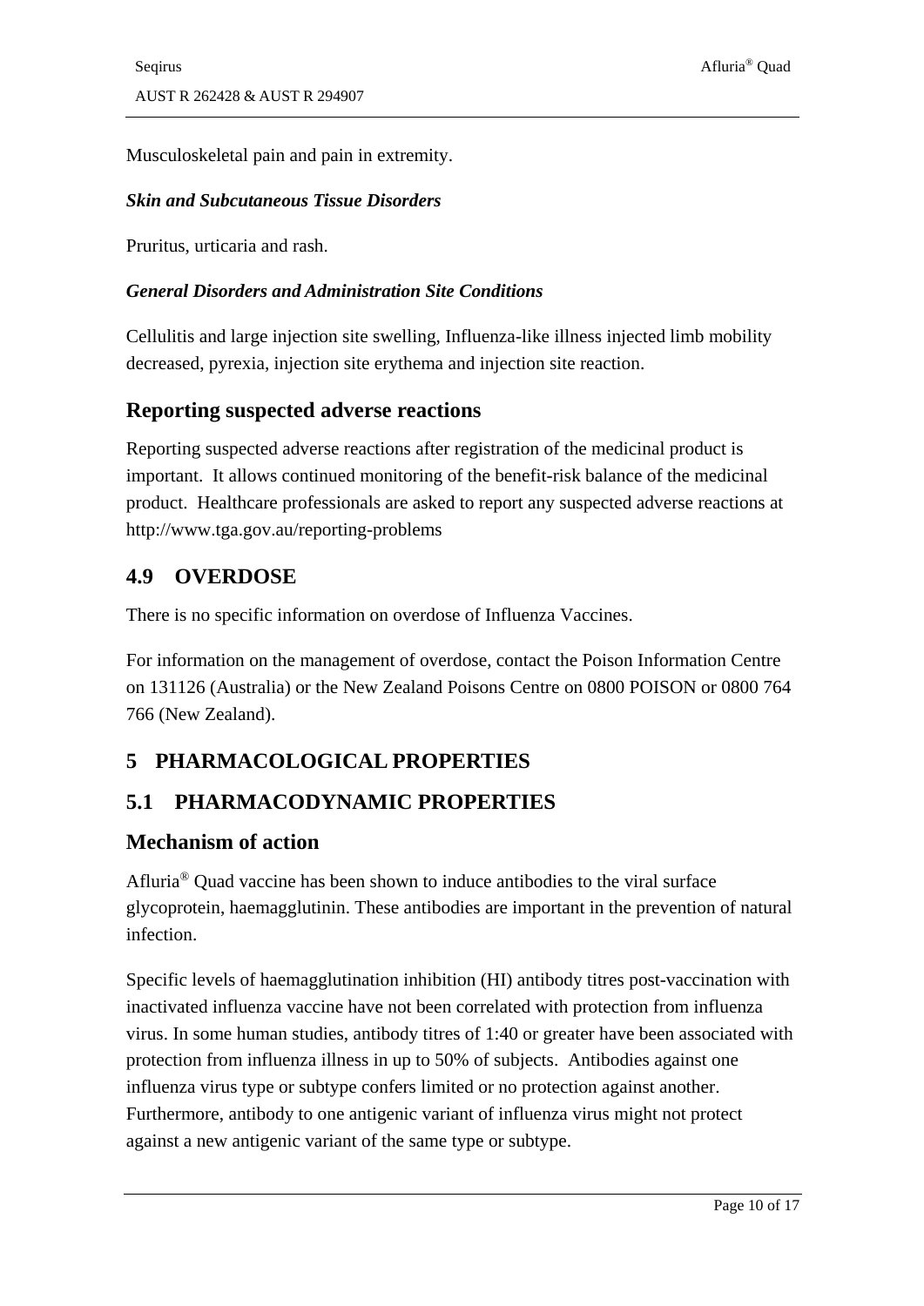Musculoskeletal pain and pain in extremity.

***Skin and Subcutaneous Tissue Disorders***

Pruritus, urticaria and rash.

***General Disorders and Administration Site Conditions***

Cellulitis and large injection site swelling, Influenza-like illness injected limb mobility decreased, pyrexia, injection site erythema and injection site reaction.

### Reporting suspected adverse reactions

Reporting suspected adverse reactions after registration of the medicinal product is important. It allows continued monitoring of the benefit-risk balance of the medicinal product. Healthcare professionals are asked to report any suspected adverse reactions at http://www.tga.gov.au/reporting-problems

## 4.9 OVERDOSE

There is no specific information on overdose of Influenza Vaccines.

For information on the management of overdose, contact the Poison Information Centre on 131126 (Australia) or the New Zealand Poisons Centre on 0800 POISON or 0800 764 766 (New Zealand).

# 5 PHARMACOLOGICAL PROPERTIES

## 5.1 PHARMACODYNAMIC PROPERTIES

### Mechanism of action

Afluria® Quad vaccine has been shown to induce antibodies to the viral surface glycoprotein, haemagglutinin. These antibodies are important in the prevention of natural infection.

Specific levels of haemagglutination inhibition (HI) antibody titres post-vaccination with inactivated influenza vaccine have not been correlated with protection from influenza virus. In some human studies, antibody titres of 1:40 or greater have been associated with protection from influenza illness in up to 50% of subjects. Antibodies against one influenza virus type or subtype confers limited or no protection against another. Furthermore, antibody to one antigenic variant of influenza virus might not protect against a new antigenic variant of the same type or subtype.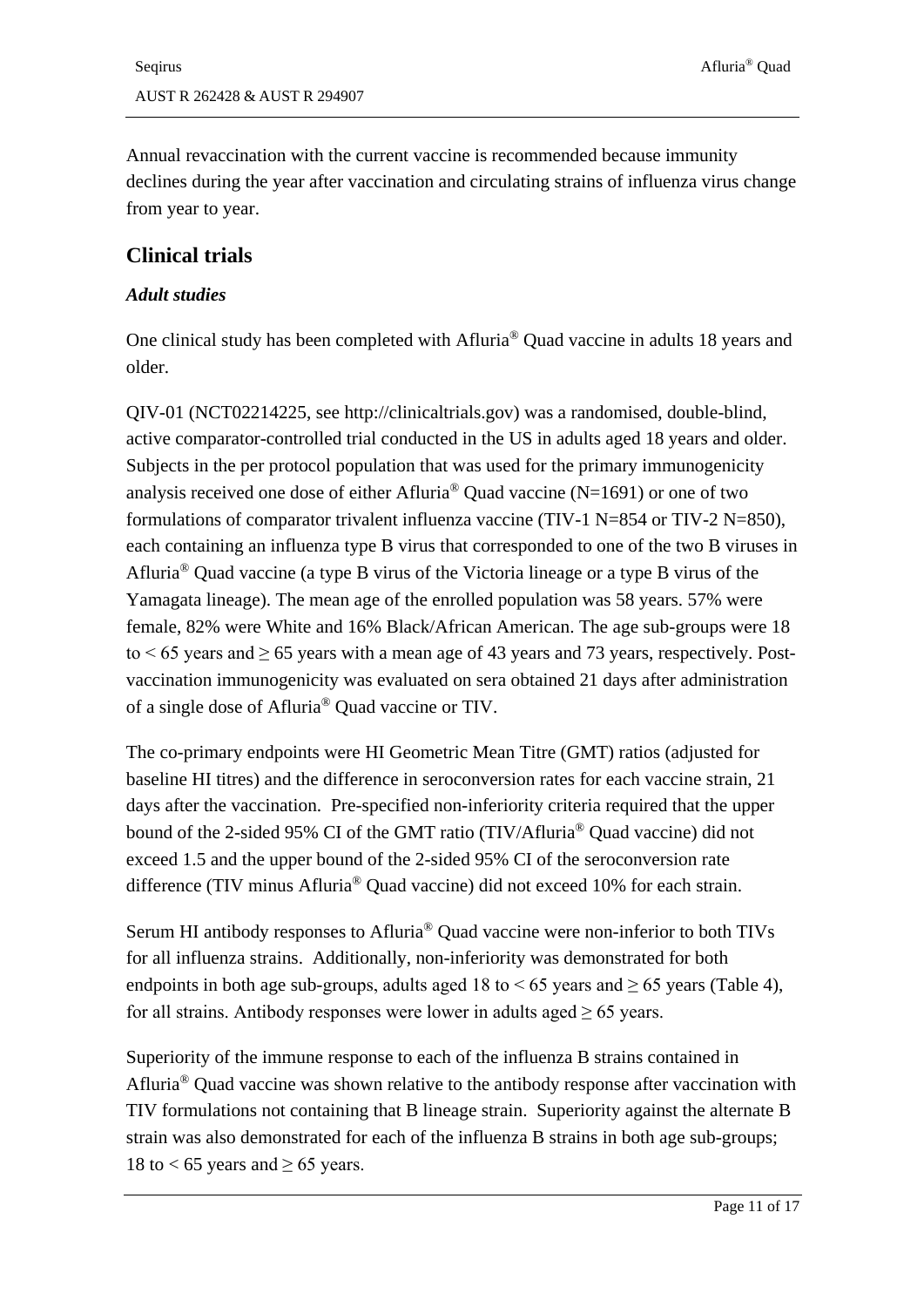Annual revaccination with the current vaccine is recommended because immunity declines during the year after vaccination and circulating strains of influenza virus change from year to year.

## Clinical trials

### *Adult studies*

One clinical study has been completed with Afluria® Quad vaccine in adults 18 years and older.

QIV-01 (NCT02214225, see http://clinicaltrials.gov) was a randomised, double-blind, active comparator-controlled trial conducted in the US in adults aged 18 years and older. Subjects in the per protocol population that was used for the primary immunogenicity analysis received one dose of either Afluria® Quad vaccine (N=1691) or one of two formulations of comparator trivalent influenza vaccine (TIV-1 N=854 or TIV-2 N=850), each containing an influenza type B virus that corresponded to one of the two B viruses in Afluria® Quad vaccine (a type B virus of the Victoria lineage or a type B virus of the Yamagata lineage). The mean age of the enrolled population was 58 years. 57% were female, 82% were White and 16% Black/African American. The age sub-groups were 18 to < 65 years and ≥ 65 years with a mean age of 43 years and 73 years, respectively. Post-vaccination immunogenicity was evaluated on sera obtained 21 days after administration of a single dose of Afluria® Quad vaccine or TIV.

The co-primary endpoints were HI Geometric Mean Titre (GMT) ratios (adjusted for baseline HI titres) and the difference in seroconversion rates for each vaccine strain, 21 days after the vaccination. Pre-specified non-inferiority criteria required that the upper bound of the 2-sided 95% CI of the GMT ratio (TIV/Afluria® Quad vaccine) did not exceed 1.5 and the upper bound of the 2-sided 95% CI of the seroconversion rate difference (TIV minus Afluria® Quad vaccine) did not exceed 10% for each strain.

Serum HI antibody responses to Afluria® Quad vaccine were non-inferior to both TIVs for all influenza strains. Additionally, non-inferiority was demonstrated for both endpoints in both age sub-groups, adults aged 18 to < 65 years and ≥ 65 years (Table 4), for all strains. Antibody responses were lower in adults aged ≥ 65 years.

Superiority of the immune response to each of the influenza B strains contained in Afluria® Quad vaccine was shown relative to the antibody response after vaccination with TIV formulations not containing that B lineage strain. Superiority against the alternate B strain was also demonstrated for each of the influenza B strains in both age sub-groups; 18 to < 65 years and ≥ 65 years.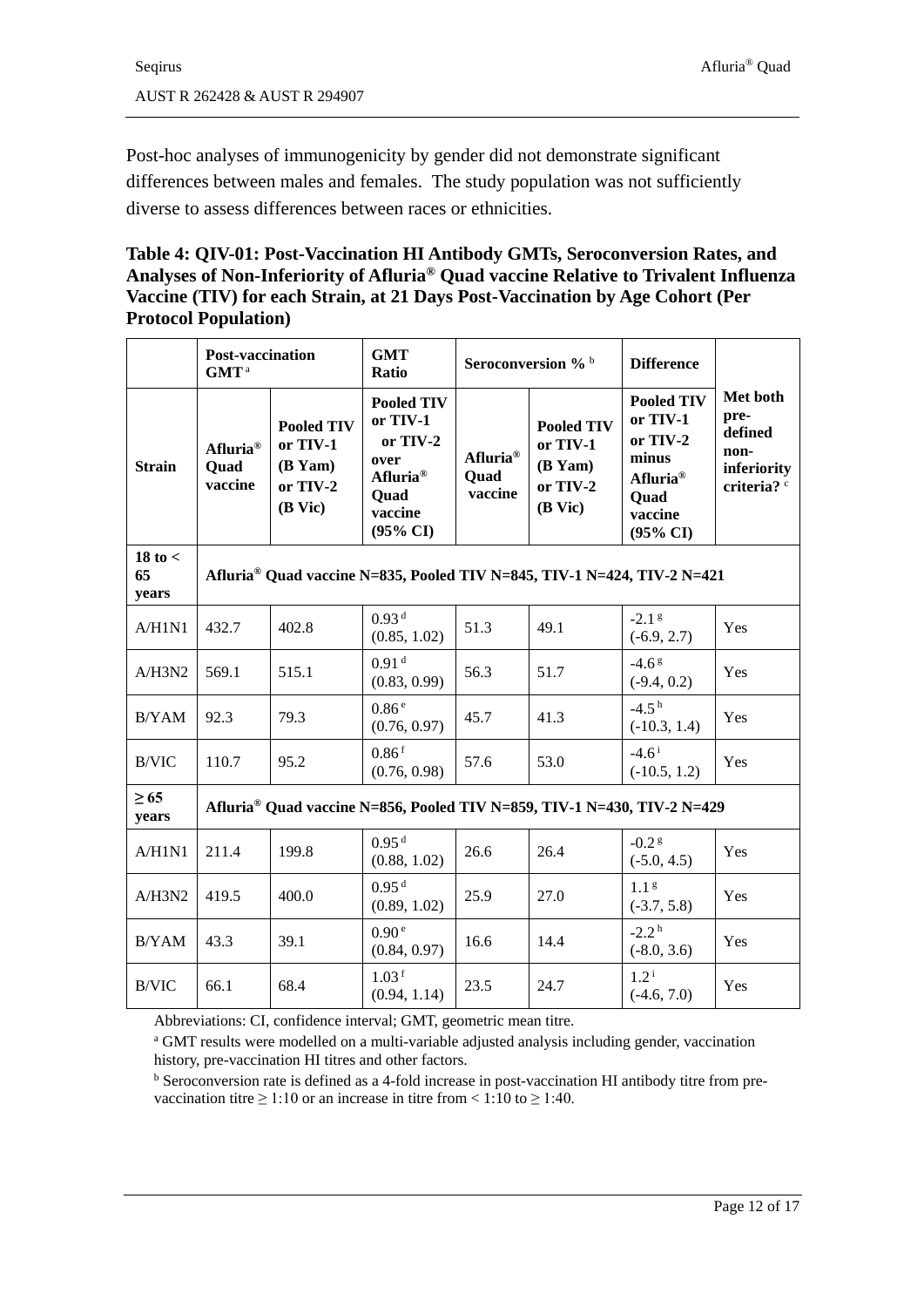Post-hoc analyses of immunogenicity by gender did not demonstrate significant differences between males and females. The study population was not sufficiently diverse to assess differences between races or ethnicities.

**Table 4: QIV-01: Post-Vaccination HI Antibody GMTs, Seroconversion Rates, and Analyses of Non-Inferiority of Afluria® Quad vaccine Relative to Trivalent Influenza Vaccine (TIV) for each Strain, at 21 Days Post-Vaccination by Age Cohort (Per Protocol Population)**

| | Post-vaccination GMT [a] | | GMT Ratio | Seroconversion % [b] | | Difference | |
|---|---|---|---|---|---|---|---|
| **Strain** | **Afluria® Quad vaccine** | **Pooled TIV or TIV-1 (B Yam) or TIV-2 (B Vic)** | **Pooled TIV or TIV-1 or TIV-2 over Afluria® Quad vaccine (95% CI)** | **Afluria® Quad vaccine** | **Pooled TIV or TIV-1 (B Yam) or TIV-2 (B Vic)** | **Pooled TIV or TIV-1 or TIV-2 minus Afluria® Quad vaccine (95% CI)** | **Met both pre-defined non-inferiority criteria? [c]** |
| **18 to < 65 years** | **Afluria® Quad vaccine N=835, Pooled TIV N=845, TIV-1 N=424, TIV-2 N=421** | | | | | | |
| A/H1N1 | 432.7 | 402.8 | 0.93 [d] (0.85, 1.02) | 51.3 | 49.1 | -2.1 [g] (-6.9, 2.7) | Yes |
| A/H3N2 | 569.1 | 515.1 | 0.91 [d] (0.83, 0.99) | 56.3 | 51.7 | -4.6 [g] (-9.4, 0.2) | Yes |
| B/YAM | 92.3 | 79.3 | 0.86 [e] (0.76, 0.97) | 45.7 | 41.3 | -4.5 [h] (-10.3, 1.4) | Yes |
| B/VIC | 110.7 | 95.2 | 0.86 [f] (0.76, 0.98) | 57.6 | 53.0 | -4.6 [i] (-10.5, 1.2) | Yes |
| **≥ 65 years** | **Afluria® Quad vaccine N=856, Pooled TIV N=859, TIV-1 N=430, TIV-2 N=429** | | | | | | |
| A/H1N1 | 211.4 | 199.8 | 0.95 [d] (0.88, 1.02) | 26.6 | 26.4 | -0.2 [g] (-5.0, 4.5) | Yes |
| A/H3N2 | 419.5 | 400.0 | 0.95 [d] (0.89, 1.02) | 25.9 | 27.0 | 1.1 [g] (-3.7, 5.8) | Yes |
| B/YAM | 43.3 | 39.1 | 0.90 [e] (0.84, 0.97) | 16.6 | 14.4 | -2.2 [h] (-8.0, 3.6) | Yes |
| B/VIC | 66.1 | 68.4 | 1.03 [f] (0.94, 1.14) | 23.5 | 24.7 | 1.2 [i] (-4.6, 7.0) | Yes |

Abbreviations: CI, confidence interval; GMT, geometric mean titre.

[a] GMT results were modelled on a multi-variable adjusted analysis including gender, vaccination history, pre-vaccination HI titres and other factors.

[b] Seroconversion rate is defined as a 4-fold increase in post-vaccination HI antibody titre from pre-vaccination titre ≥ 1:10 or an increase in titre from < 1:10 to ≥ 1:40.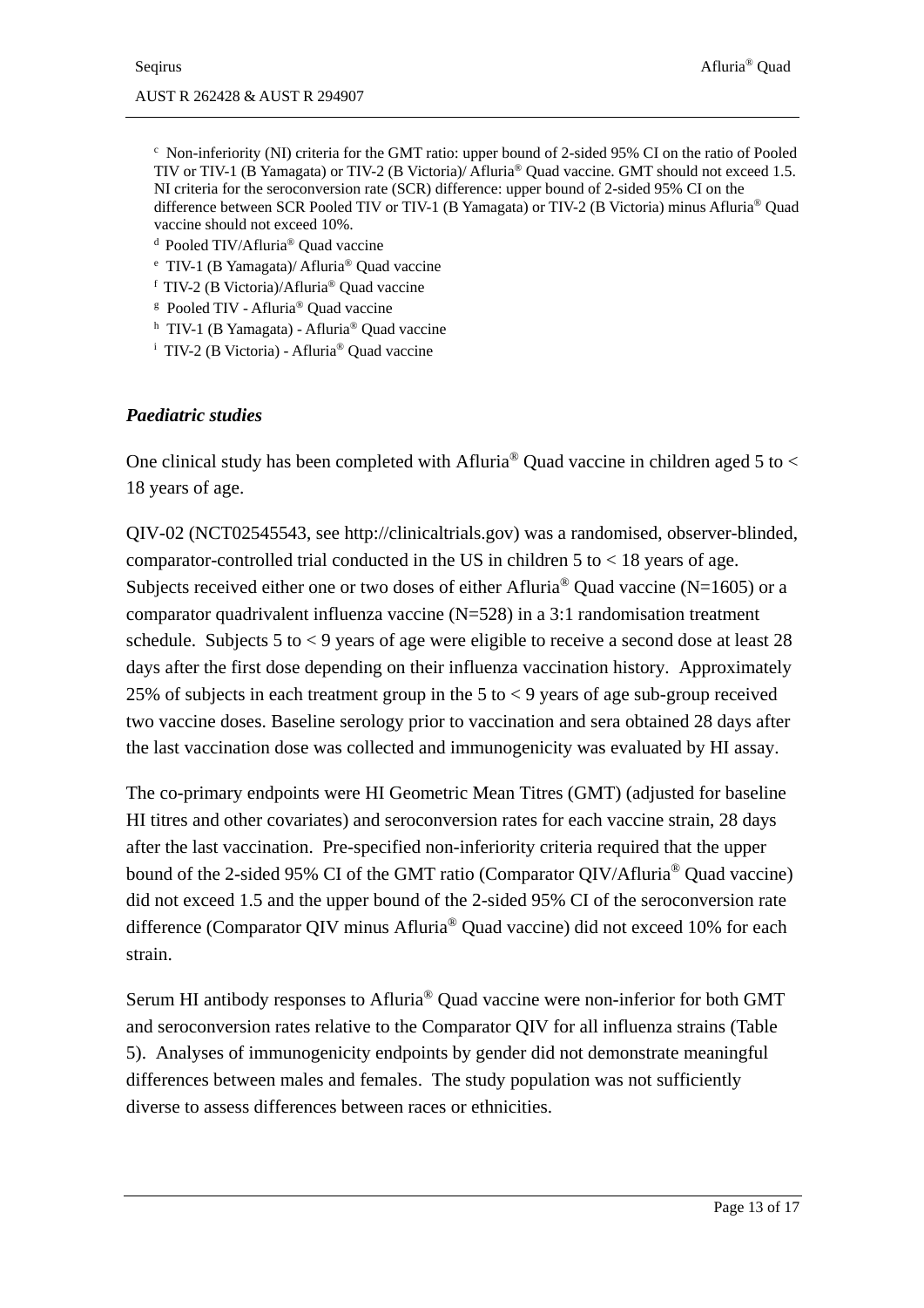[c] Non-inferiority (NI) criteria for the GMT ratio: upper bound of 2-sided 95% CI on the ratio of Pooled TIV or TIV-1 (B Yamagata) or TIV-2 (B Victoria)/ Afluria® Quad vaccine. GMT should not exceed 1.5. NI criteria for the seroconversion rate (SCR) difference: upper bound of 2-sided 95% CI on the difference between SCR Pooled TIV or TIV-1 (B Yamagata) or TIV-2 (B Victoria) minus Afluria® Quad vaccine should not exceed 10%.

[d] Pooled TIV/Afluria® Quad vaccine

[e] TIV-1 (B Yamagata)/ Afluria® Quad vaccine

[f] TIV-2 (B Victoria)/Afluria® Quad vaccine

[g] Pooled TIV - Afluria® Quad vaccine

[h] TIV-1 (B Yamagata) - Afluria® Quad vaccine

[i] TIV-2 (B Victoria) - Afluria® Quad vaccine

### *Paediatric studies*

One clinical study has been completed with Afluria® Quad vaccine in children aged 5 to < 18 years of age.

QIV-02 (NCT02545543, see http://clinicaltrials.gov) was a randomised, observer-blinded, comparator-controlled trial conducted in the US in children 5 to < 18 years of age. Subjects received either one or two doses of either Afluria® Quad vaccine (N=1605) or a comparator quadrivalent influenza vaccine (N=528) in a 3:1 randomisation treatment schedule. Subjects 5 to < 9 years of age were eligible to receive a second dose at least 28 days after the first dose depending on their influenza vaccination history. Approximately 25% of subjects in each treatment group in the 5 to < 9 years of age sub-group received two vaccine doses. Baseline serology prior to vaccination and sera obtained 28 days after the last vaccination dose was collected and immunogenicity was evaluated by HI assay.

The co-primary endpoints were HI Geometric Mean Titres (GMT) (adjusted for baseline HI titres and other covariates) and seroconversion rates for each vaccine strain, 28 days after the last vaccination. Pre-specified non-inferiority criteria required that the upper bound of the 2-sided 95% CI of the GMT ratio (Comparator QIV/Afluria® Quad vaccine) did not exceed 1.5 and the upper bound of the 2-sided 95% CI of the seroconversion rate difference (Comparator QIV minus Afluria® Quad vaccine) did not exceed 10% for each strain.

Serum HI antibody responses to Afluria® Quad vaccine were non-inferior for both GMT and seroconversion rates relative to the Comparator QIV for all influenza strains (Table 5). Analyses of immunogenicity endpoints by gender did not demonstrate meaningful differences between males and females. The study population was not sufficiently diverse to assess differences between races or ethnicities.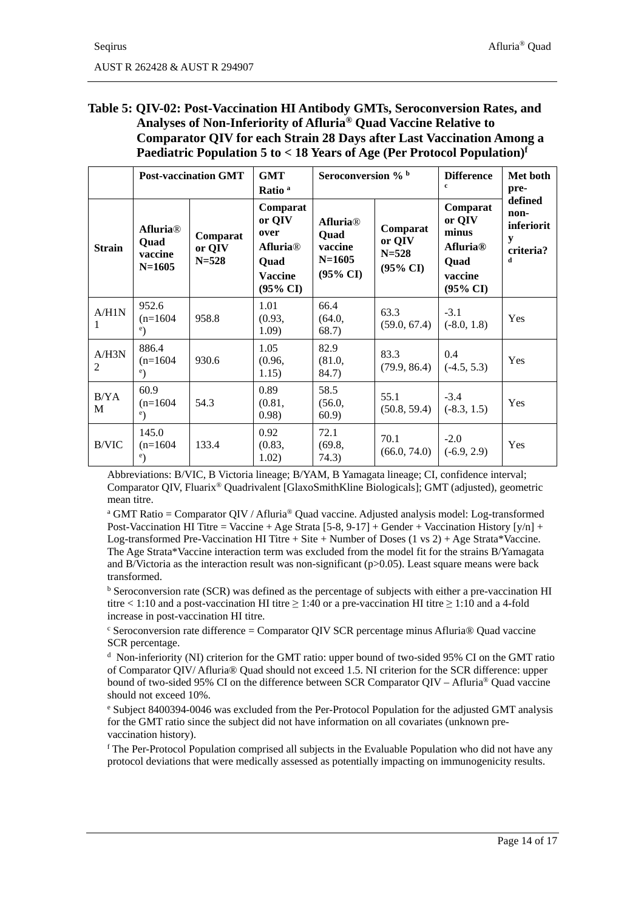**Table 5: QIV-02: Post-Vaccination HI Antibody GMTs, Seroconversion Rates, and Analyses of Non-Inferiority of Afluria® Quad Vaccine Relative to Comparator QIV for each Strain 28 Days after Last Vaccination Among a Paediatric Population 5 to < 18 Years of Age (Per Protocol Population)[f]**

| | **Post-vaccination GMT** | | **GMT Ratio [a]** | **Seroconversion % [b]** | | **Difference [c]** | **Met both pre-defined non-inferiority criteria? [d]** |
|---|---|---|---|---|---|---|---|
| **Strain** | **Afluria® Quad vaccine N=1605** | **Comparator QIV N=528** | **Comparator QIV over Afluria® Quad Vaccine (95% CI)** | **Afluria® Quad vaccine N=1605 (95% CI)** | **Comparator QIV N=528 (95% CI)** | **Comparator QIV minus Afluria® Quad vaccine (95% CI)** | |
| A/H1N1 | 952.6 (n=1604 [e]) | 958.8 | 1.01 (0.93, 1.09) | 66.4 (64.0, 68.7) | 63.3 (59.0, 67.4) | -3.1 (-8.0, 1.8) | Yes |
| A/H3N2 | 886.4 (n=1604 [e]) | 930.6 | 1.05 (0.96, 1.15) | 82.9 (81.0, 84.7) | 83.3 (79.9, 86.4) | 0.4 (-4.5, 5.3) | Yes |
| B/YAM | 60.9 (n=1604 [e]) | 54.3 | 0.89 (0.81, 0.98) | 58.5 (56.0, 60.9) | 55.1 (50.8, 59.4) | -3.4 (-8.3, 1.5) | Yes |
| B/VIC | 145.0 (n=1604 [e]) | 133.4 | 0.92 (0.83, 1.02) | 72.1 (69.8, 74.3) | 70.1 (66.0, 74.0) | -2.0 (-6.9, 2.9) | Yes |

Abbreviations: B/VIC, B Victoria lineage; B/YAM, B Yamagata lineage; CI, confidence interval; Comparator QIV, Fluarix® Quadrivalent [GlaxoSmithKline Biologicals]; GMT (adjusted), geometric mean titre.

[a] GMT Ratio = Comparator QIV / Afluria® Quad vaccine. Adjusted analysis model: Log-transformed Post-Vaccination HI Titre = Vaccine + Age Strata [5-8, 9-17] + Gender + Vaccination History [y/n] + Log-transformed Pre-Vaccination HI Titre + Site + Number of Doses (1 vs 2) + Age Strata*Vaccine. The Age Strata*Vaccine interaction term was excluded from the model fit for the strains B/Yamagata and B/Victoria as the interaction result was non-significant ($p>0.05$). Least square means were back transformed.

[b] Seroconversion rate (SCR) was defined as the percentage of subjects with either a pre-vaccination HI titre < 1:10 and a post-vaccination HI titre ≥ 1:40 or a pre-vaccination HI titre ≥ 1:10 and a 4-fold increase in post-vaccination HI titre.

[c] Seroconversion rate difference = Comparator QIV SCR percentage minus Afluria® Quad vaccine SCR percentage.

[d] Non-inferiority (NI) criterion for the GMT ratio: upper bound of two-sided 95% CI on the GMT ratio of Comparator QIV/ Afluria® Quad should not exceed 1.5. NI criterion for the SCR difference: upper bound of two-sided 95% CI on the difference between SCR Comparator QIV – Afluria® Quad vaccine should not exceed 10%.

[e] Subject 8400394-0046 was excluded from the Per-Protocol Population for the adjusted GMT analysis for the GMT ratio since the subject did not have information on all covariates (unknown pre-vaccination history).

[f] The Per-Protocol Population comprised all subjects in the Evaluable Population who did not have any protocol deviations that were medically assessed as potentially impacting on immunogenicity results.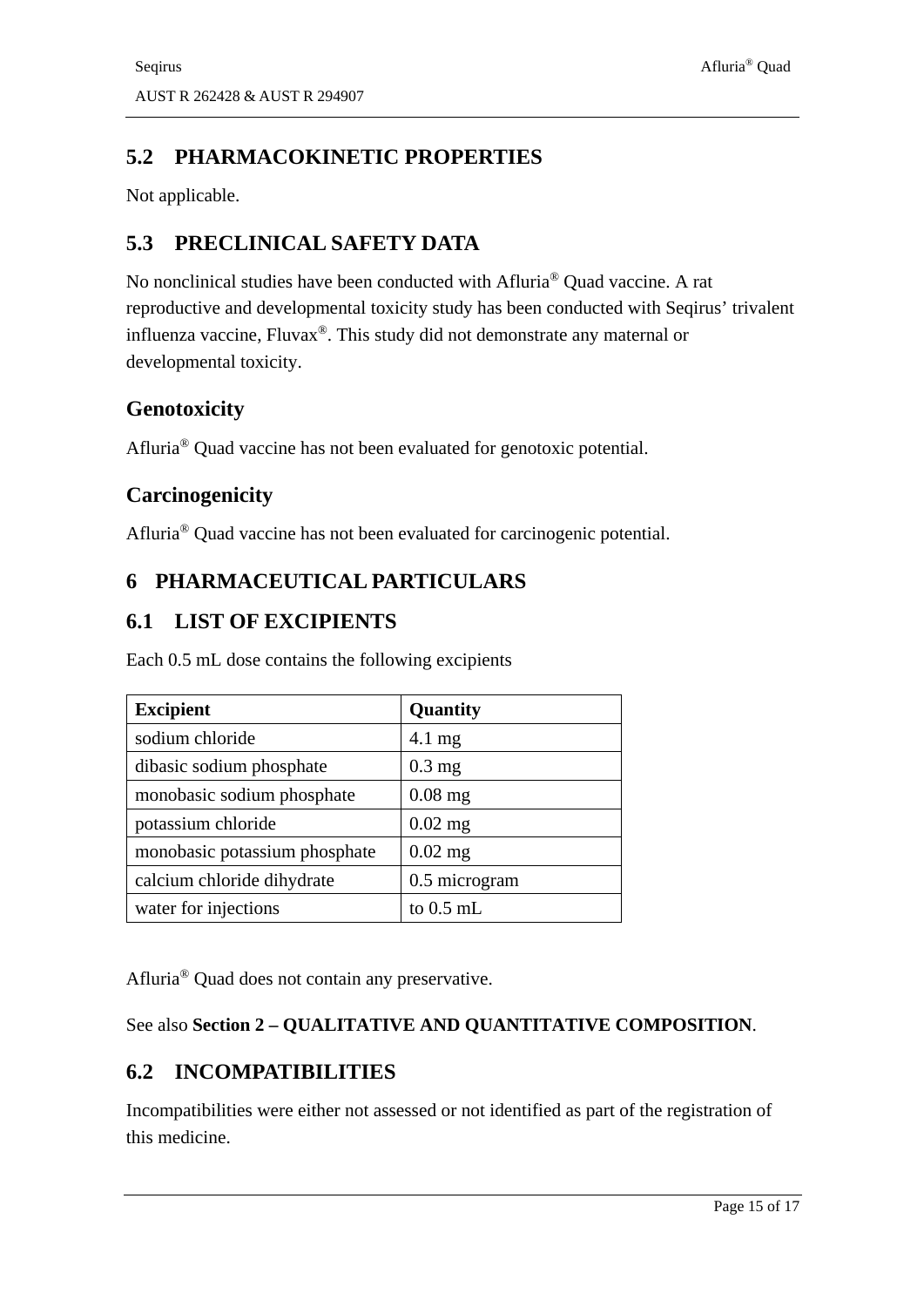## 5.2 PHARMACOKINETIC PROPERTIES

Not applicable.

## 5.3 PRECLINICAL SAFETY DATA

No nonclinical studies have been conducted with Afluria® Quad vaccine. A rat reproductive and developmental toxicity study has been conducted with Seqirus' trivalent influenza vaccine, Fluvax®. This study did not demonstrate any maternal or developmental toxicity.

### Genotoxicity

Afluria® Quad vaccine has not been evaluated for genotoxic potential.

### Carcinogenicity

Afluria® Quad vaccine has not been evaluated for carcinogenic potential.

# 6 PHARMACEUTICAL PARTICULARS

## 6.1 LIST OF EXCIPIENTS

Each 0.5 mL dose contains the following excipients

| Excipient | Quantity |
|---|---|
| sodium chloride | 4.1 mg |
| dibasic sodium phosphate | 0.3 mg |
| monobasic sodium phosphate | 0.08 mg |
| potassium chloride | 0.02 mg |
| monobasic potassium phosphate | 0.02 mg |
| calcium chloride dihydrate | 0.5 microgram |
| water for injections | to 0.5 mL |

Afluria® Quad does not contain any preservative.

See also **Section 2 – QUALITATIVE AND QUANTITATIVE COMPOSITION**.

## 6.2 INCOMPATIBILITIES

Incompatibilities were either not assessed or not identified as part of the registration of this medicine.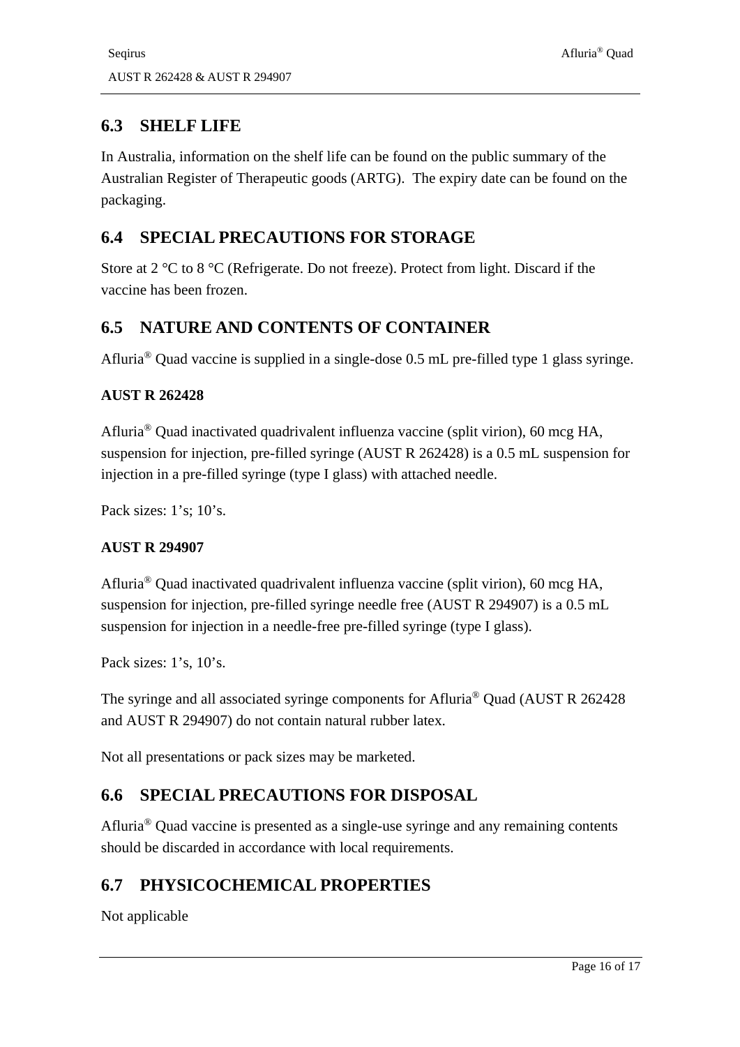## 6.3 SHELF LIFE

In Australia, information on the shelf life can be found on the public summary of the Australian Register of Therapeutic goods (ARTG). The expiry date can be found on the packaging.

## 6.4 SPECIAL PRECAUTIONS FOR STORAGE

Store at 2 °C to 8 °C (Refrigerate. Do not freeze). Protect from light. Discard if the vaccine has been frozen.

## 6.5 NATURE AND CONTENTS OF CONTAINER

Afluria® Quad vaccine is supplied in a single-dose 0.5 mL pre-filled type 1 glass syringe.

**AUST R 262428**

Afluria® Quad inactivated quadrivalent influenza vaccine (split virion), 60 mcg HA, suspension for injection, pre-filled syringe (AUST R 262428) is a 0.5 mL suspension for injection in a pre-filled syringe (type I glass) with attached needle.

Pack sizes: 1's; 10's.

**AUST R 294907**

Afluria® Quad inactivated quadrivalent influenza vaccine (split virion), 60 mcg HA, suspension for injection, pre-filled syringe needle free (AUST R 294907) is a 0.5 mL suspension for injection in a needle-free pre-filled syringe (type I glass).

Pack sizes: 1's, 10's.

The syringe and all associated syringe components for Afluria® Quad (AUST R 262428 and AUST R 294907) do not contain natural rubber latex.

Not all presentations or pack sizes may be marketed.

## 6.6 SPECIAL PRECAUTIONS FOR DISPOSAL

Afluria® Quad vaccine is presented as a single-use syringe and any remaining contents should be discarded in accordance with local requirements.

## 6.7 PHYSICOCHEMICAL PROPERTIES

Not applicable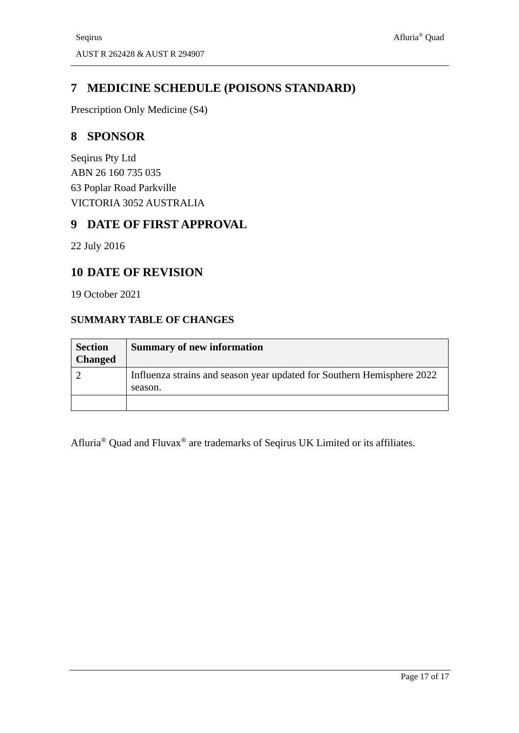## 7 MEDICINE SCHEDULE (POISONS STANDARD)

Prescription Only Medicine (S4)

## 8 SPONSOR

Seqirus Pty Ltd
ABN 26 160 735 035
63 Poplar Road Parkville
VICTORIA 3052 AUSTRALIA

## 9 DATE OF FIRST APPROVAL

22 July 2016

## 10 DATE OF REVISION

19 October 2021

### SUMMARY TABLE OF CHANGES

| Section Changed | Summary of new information |
|---|---|
| 2 | Influenza strains and season year updated for Southern Hemisphere 2022 season. |
| | |

Afluria® Quad and Fluvax® are trademarks of Seqirus UK Limited or its affiliates.